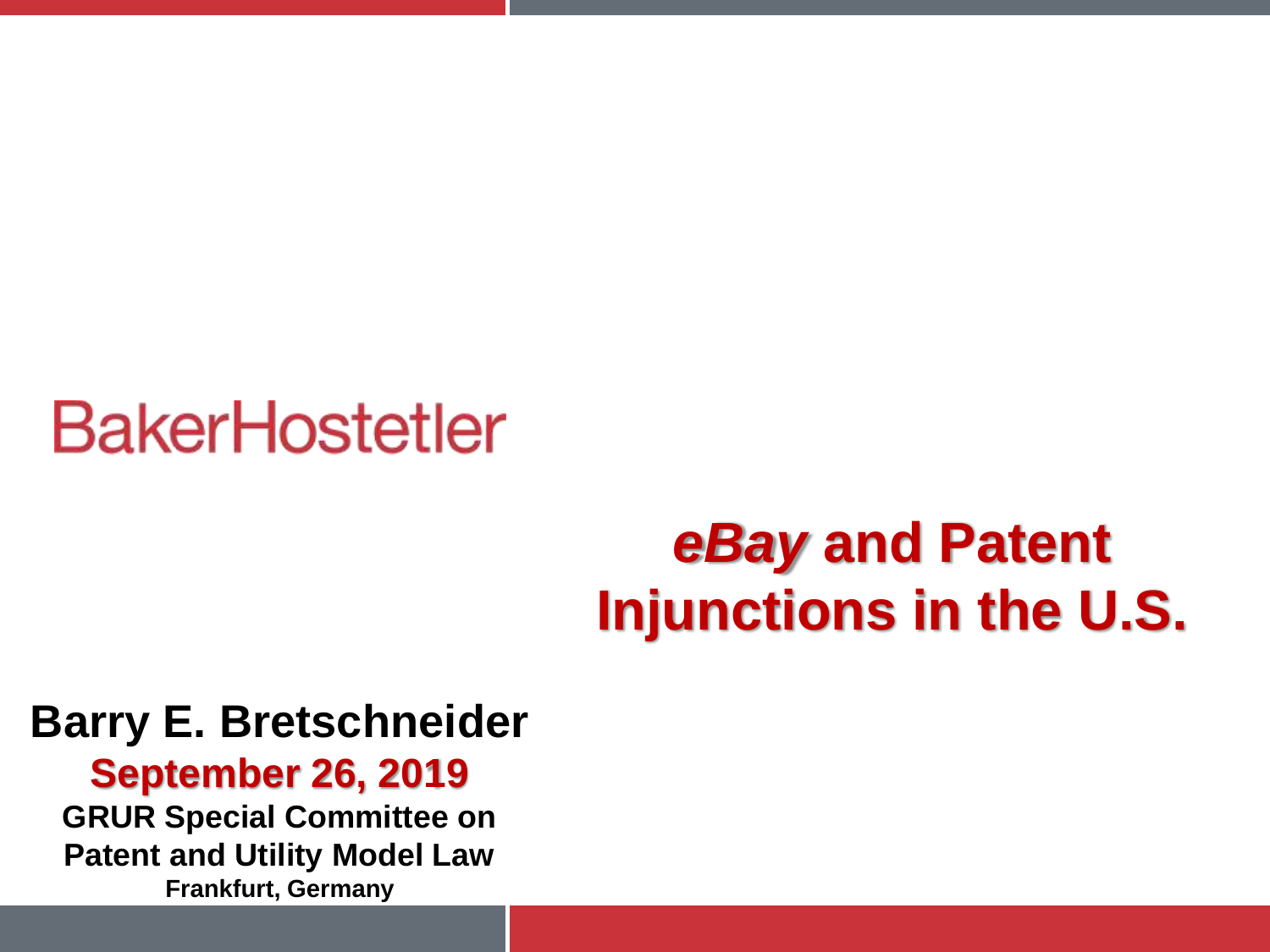BakerHostetler

# *eBay* and Patent Injunctions in the U.S.

**Barry E. Bretschneider**

**September 26, 2019**

**GRUR Special Committee on Patent and Utility Model Law**

**Frankfurt, Germany**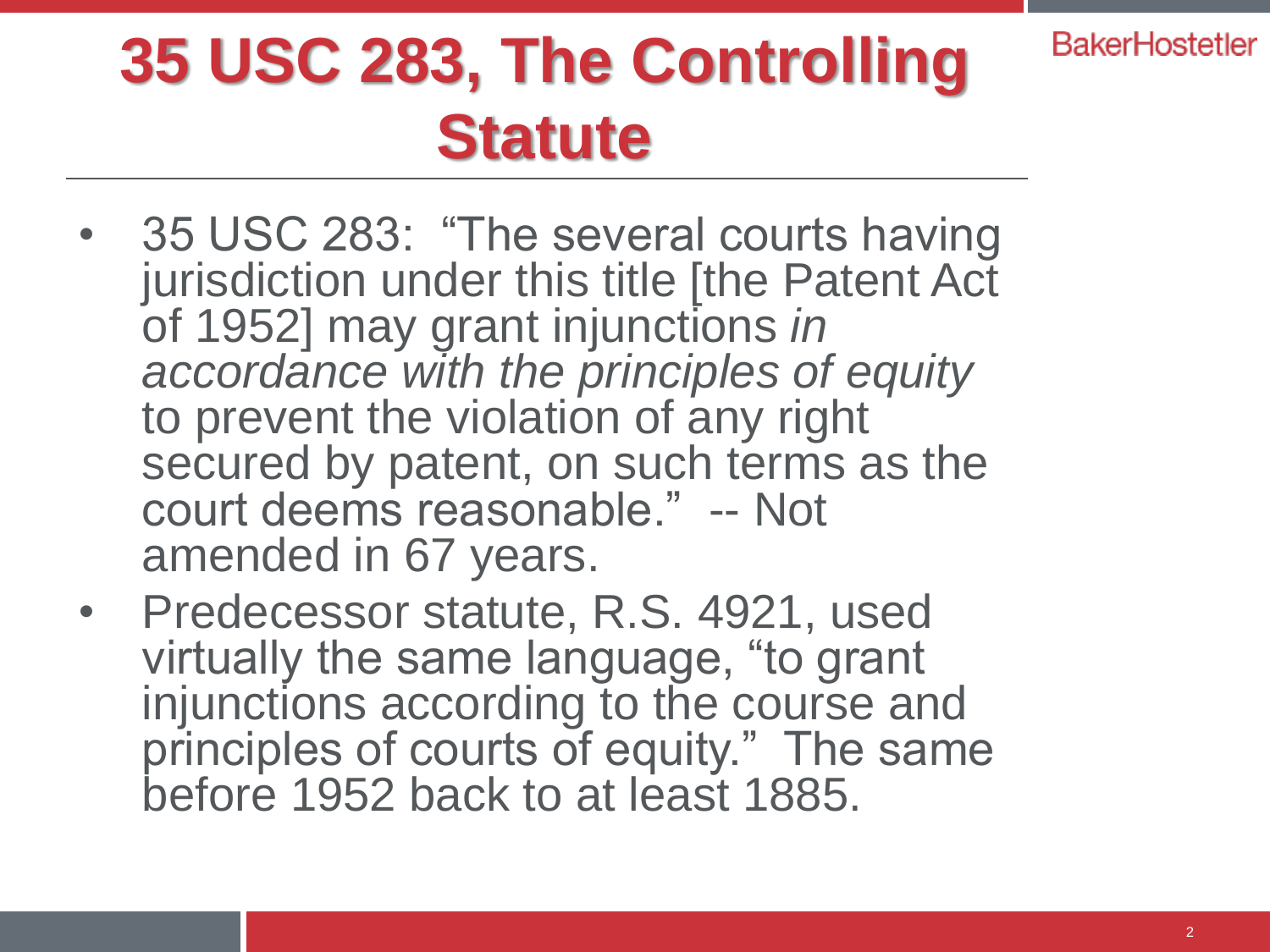# 35 USC 283, The Controlling Statute

- 35 USC 283: "The several courts having jurisdiction under this title [the Patent Act of 1952] may grant injunctions *in accordance with the principles of equity* to prevent the violation of any right secured by patent, on such terms as the court deems reasonable." -- Not amended in 67 years.
- Predecessor statute, R.S. 4921, used virtually the same language, "to grant injunctions according to the course and principles of courts of equity." The same before 1952 back to at least 1885.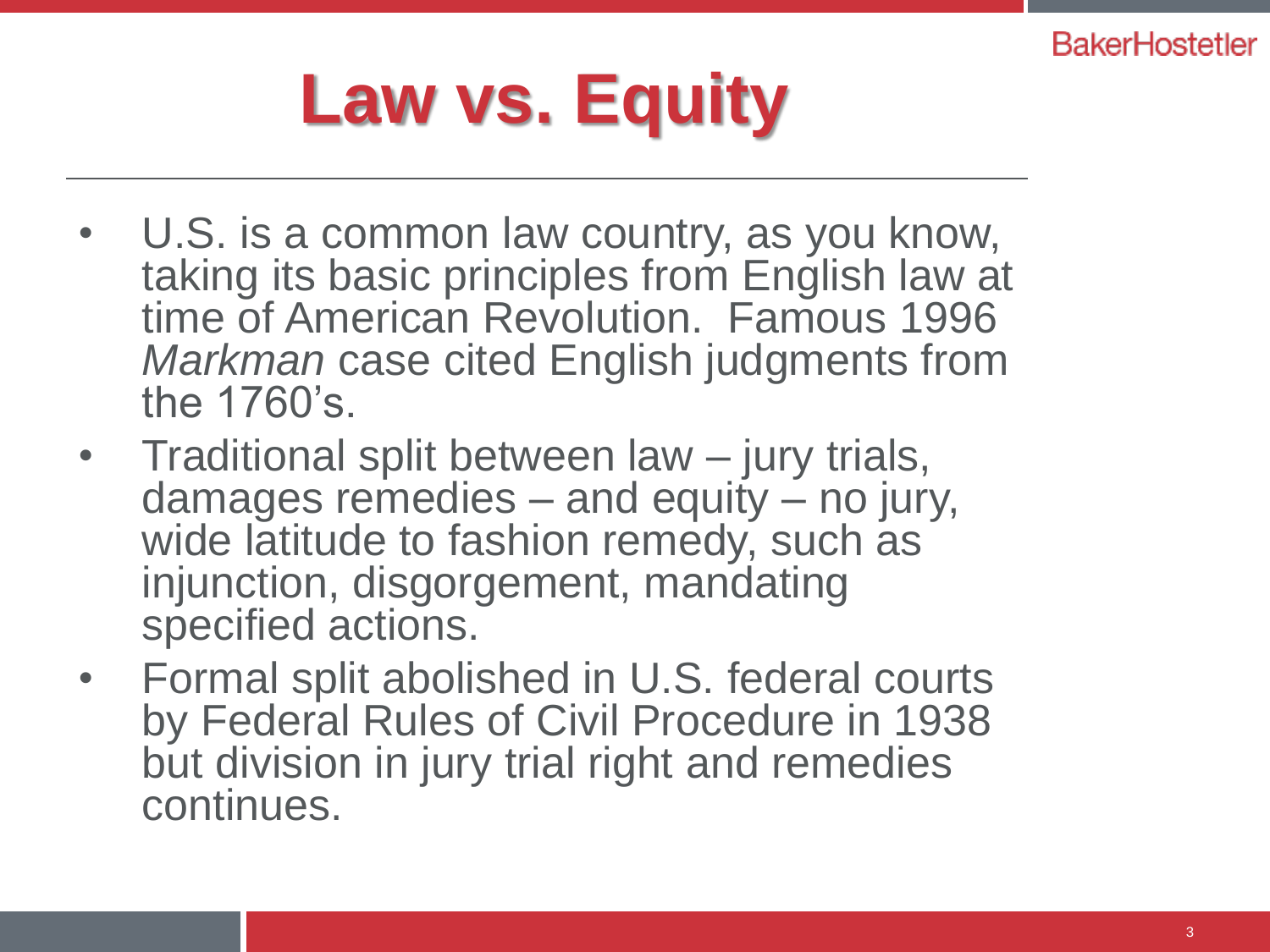# Law vs. Equity

- U.S. is a common law country, as you know, taking its basic principles from English law at time of American Revolution. Famous 1996 *Markman* case cited English judgments from the 1760's.
- Traditional split between law – jury trials, damages remedies – and equity – no jury, wide latitude to fashion remedy, such as injunction, disgorgement, mandating specified actions.
- Formal split abolished in U.S. federal courts by Federal Rules of Civil Procedure in 1938 but division in jury trial right and remedies continues.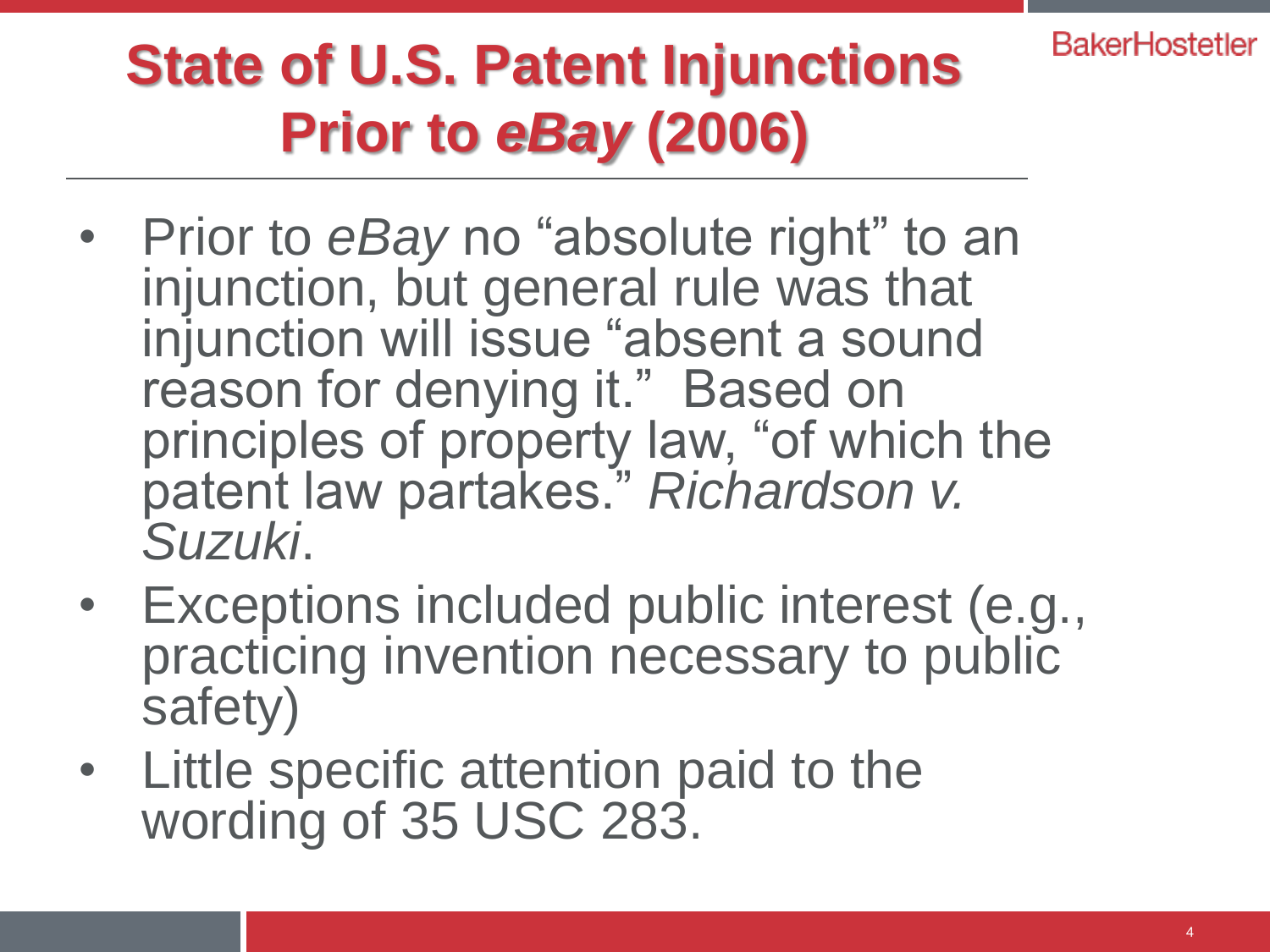# State of U.S. Patent Injunctions Prior to *eBay* (2006)

- Prior to *eBay* no "absolute right" to an injunction, but general rule was that injunction will issue "absent a sound reason for denying it." Based on principles of property law, "of which the patent law partakes." *Richardson v. Suzuki*.
- Exceptions included public interest (e.g., practicing invention necessary to public safety)
- Little specific attention paid to the wording of 35 USC 283.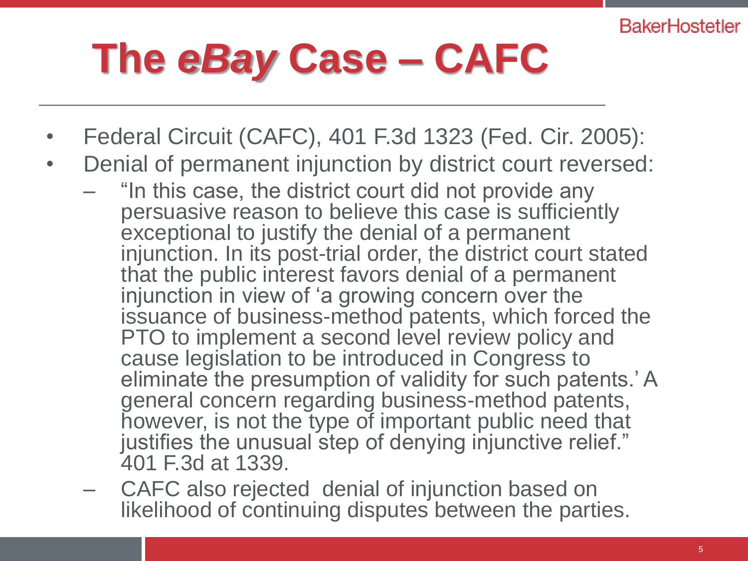# The *eBay* Case – CAFC

- Federal Circuit (CAFC), 401 F.3d 1323 (Fed. Cir. 2005):
- Denial of permanent injunction by district court reversed:
  - "In this case, the district court did not provide any persuasive reason to believe this case is sufficiently exceptional to justify the denial of a permanent injunction. In its post-trial order, the district court stated that the public interest favors denial of a permanent injunction in view of 'a growing concern over the issuance of business-method patents, which forced the PTO to implement a second level review policy and cause legislation to be introduced in Congress to eliminate the presumption of validity for such patents.' A general concern regarding business-method patents, however, is not the type of important public need that justifies the unusual step of denying injunctive relief." 401 F.3d at 1339.
  - CAFC also rejected denial of injunction based on likelihood of continuing disputes between the parties.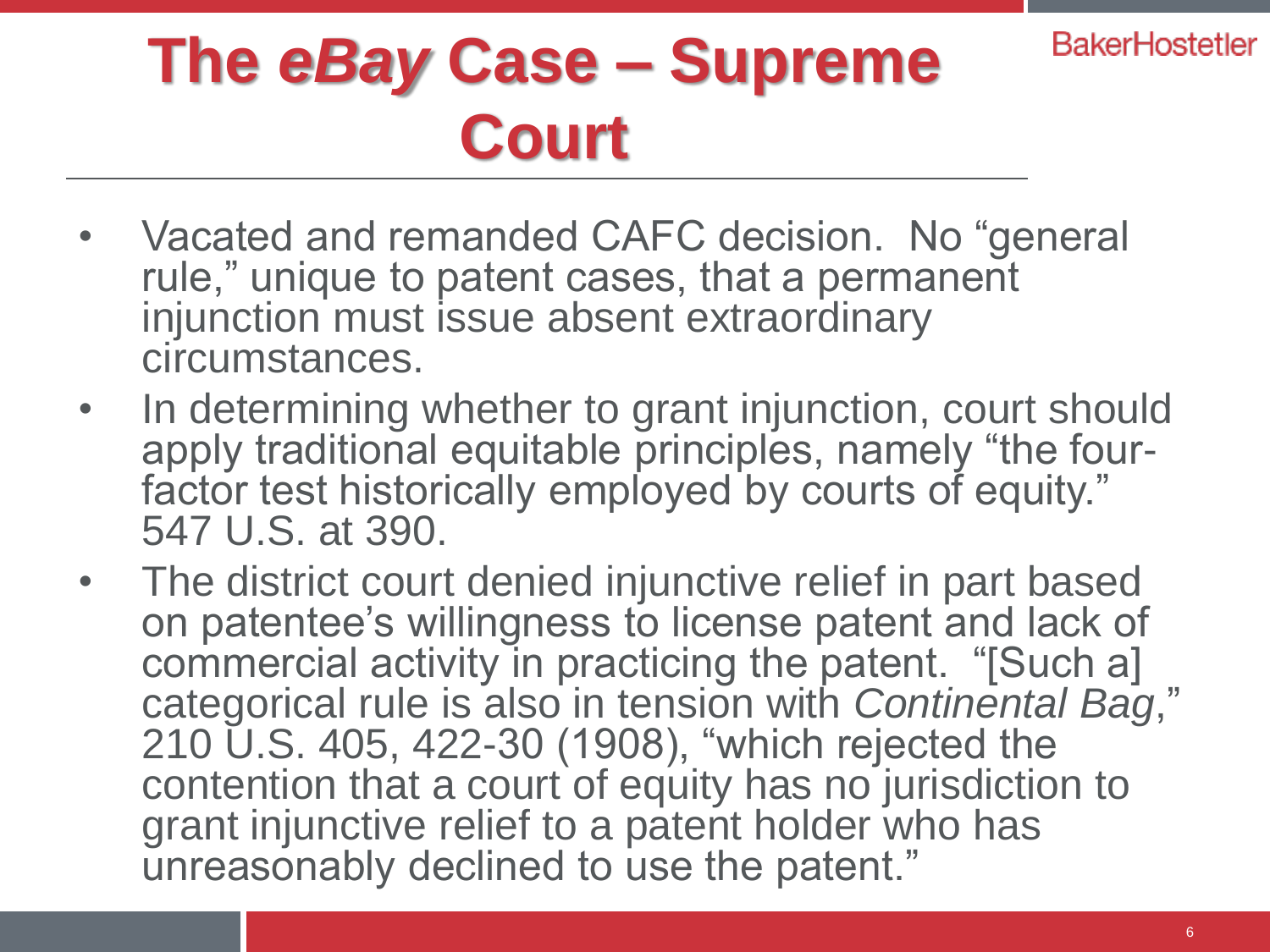# The *eBay* Case – Supreme Court

- Vacated and remanded CAFC decision. No "general rule," unique to patent cases, that a permanent injunction must issue absent extraordinary circumstances.
- In determining whether to grant injunction, court should apply traditional equitable principles, namely "the four-factor test historically employed by courts of equity." 547 U.S. at 390.
- The district court denied injunctive relief in part based on patentee's willingness to license patent and lack of commercial activity in practicing the patent. "[Such a] categorical rule is also in tension with *Continental Bag*," 210 U.S. 405, 422-30 (1908), "which rejected the contention that a court of equity has no jurisdiction to grant injunctive relief to a patent holder who has unreasonably declined to use the patent."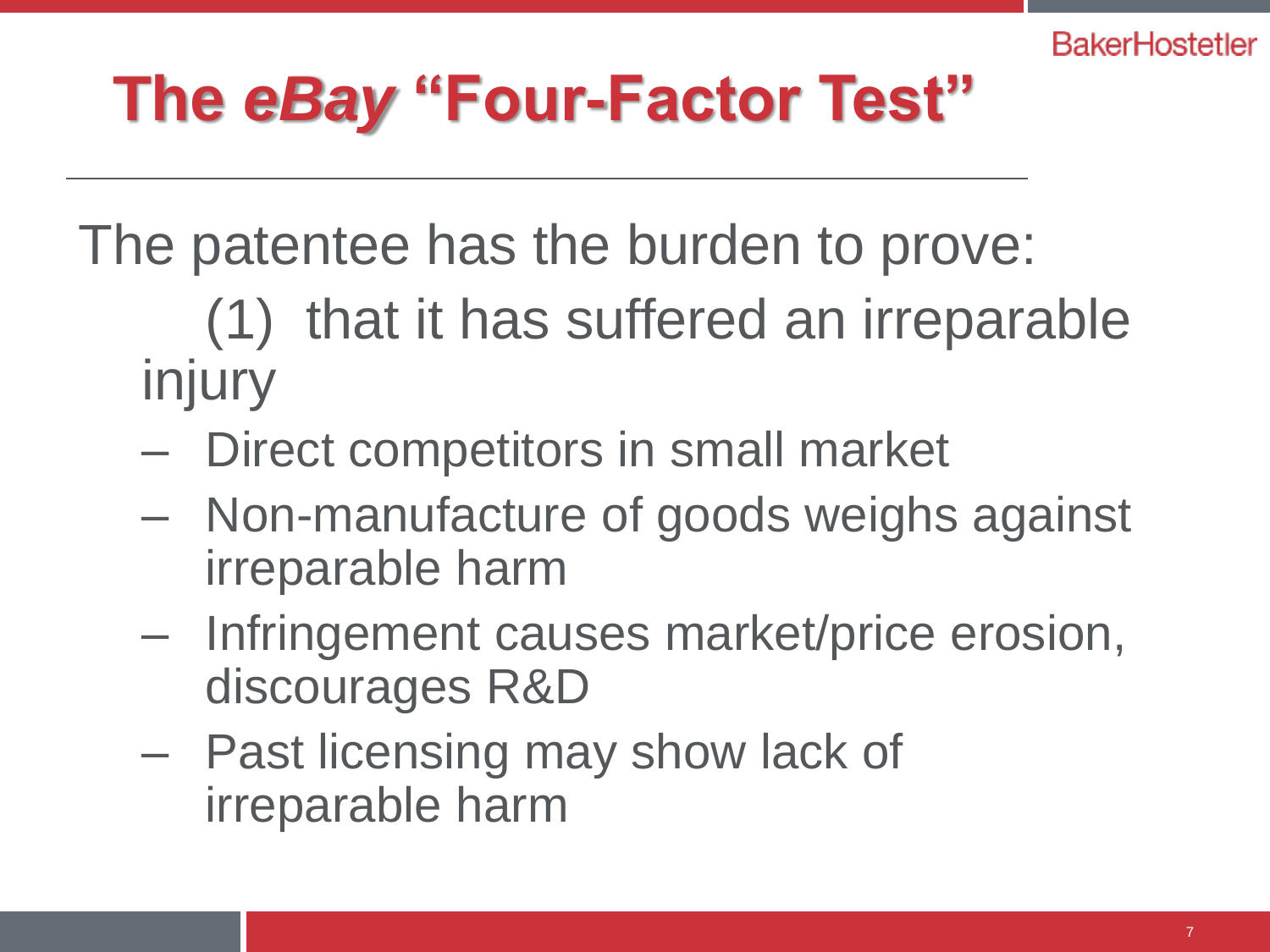# The *eBay* "Four-Factor Test"

The patentee has the burden to prove:

(1) that it has suffered an irreparable injury

- Direct competitors in small market
- Non-manufacture of goods weighs against irreparable harm
- Infringement causes market/price erosion, discourages R&D
- Past licensing may show lack of irreparable harm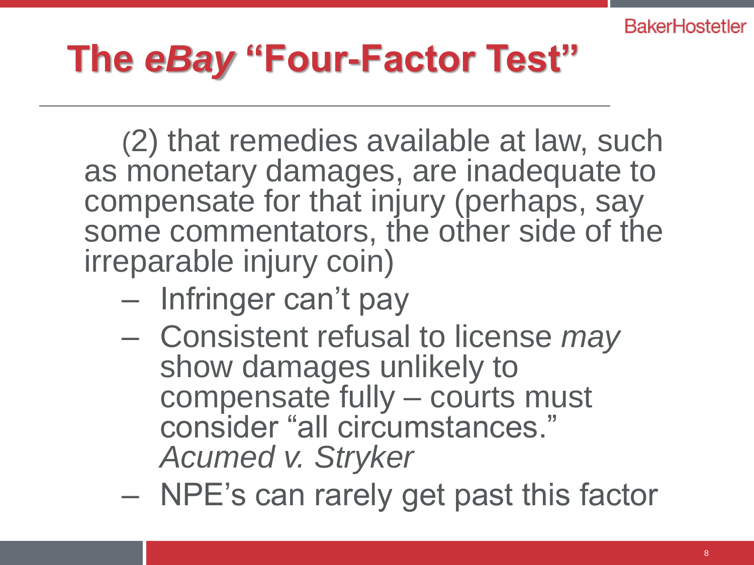# The *eBay* "Four-Factor Test"

(2) that remedies available at law, such as monetary damages, are inadequate to compensate for that injury (perhaps, say some commentators, the other side of the irreparable injury coin)

- Infringer can't pay
- Consistent refusal to license *may* show damages unlikely to compensate fully – courts must consider "all circumstances." *Acumed v. Stryker*
- NPE's can rarely get past this factor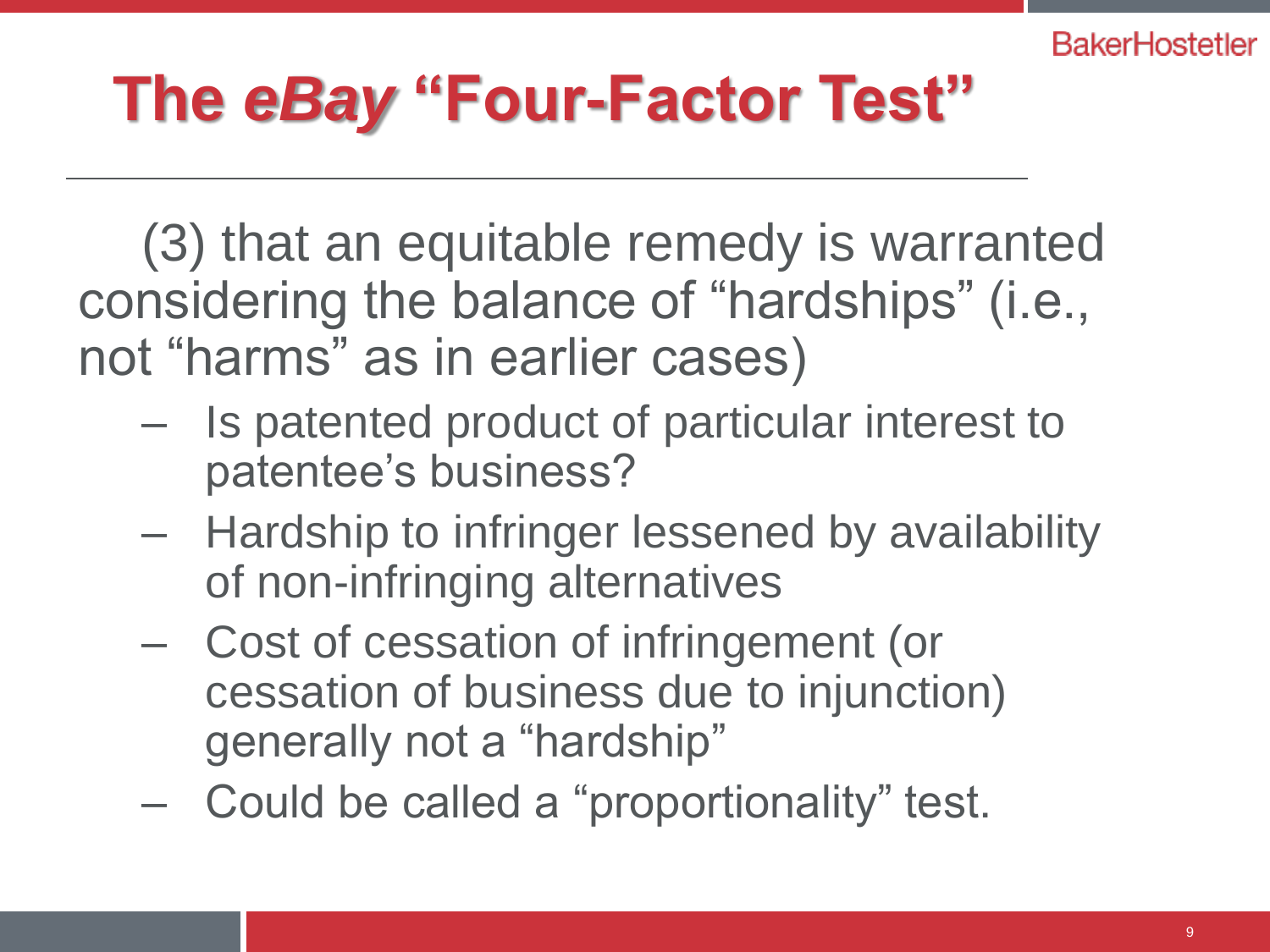# The *eBay* "Four-Factor Test"

(3) that an equitable remedy is warranted considering the balance of "hardships" (i.e., not "harms" as in earlier cases)

- Is patented product of particular interest to patentee's business?
- Hardship to infringer lessened by availability of non-infringing alternatives
- Cost of cessation of infringement (or cessation of business due to injunction) generally not a "hardship"
- Could be called a "proportionality" test.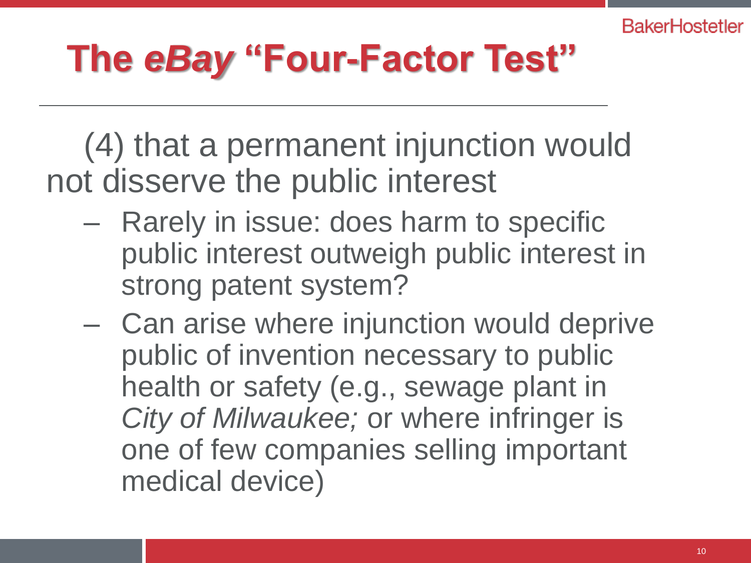# The *eBay* "Four-Factor Test"

(4) that a permanent injunction would not disserve the public interest

- Rarely in issue: does harm to specific public interest outweigh public interest in strong patent system?
- Can arise where injunction would deprive public of invention necessary to public health or safety (e.g., sewage plant in *City of Milwaukee;* or where infringer is one of few companies selling important medical device)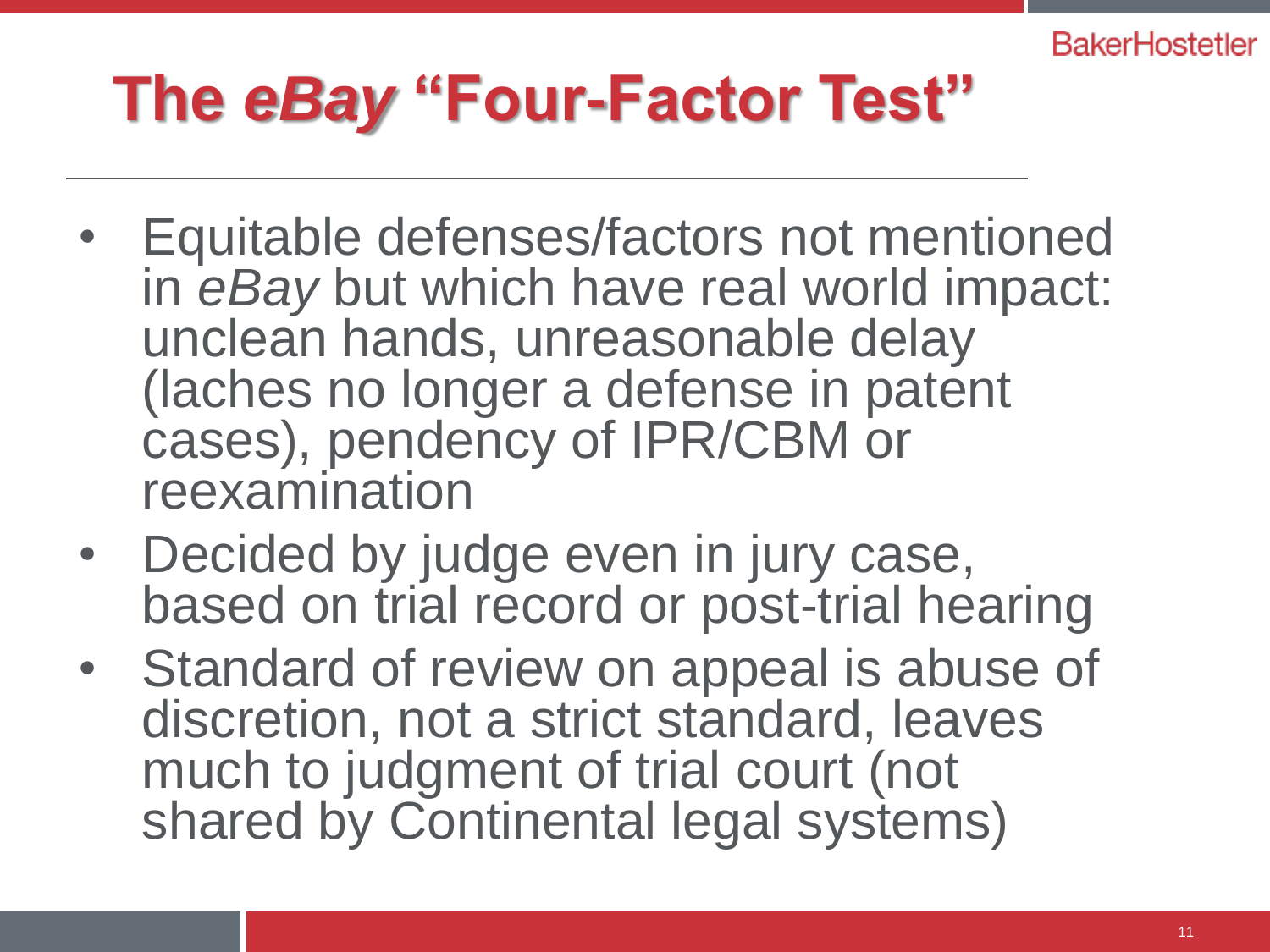# The *eBay* "Four-Factor Test"

- Equitable defenses/factors not mentioned in *eBay* but which have real world impact: unclean hands, unreasonable delay (laches no longer a defense in patent cases), pendency of IPR/CBM or reexamination
- Decided by judge even in jury case, based on trial record or post-trial hearing
- Standard of review on appeal is abuse of discretion, not a strict standard, leaves much to judgment of trial court (not shared by Continental legal systems)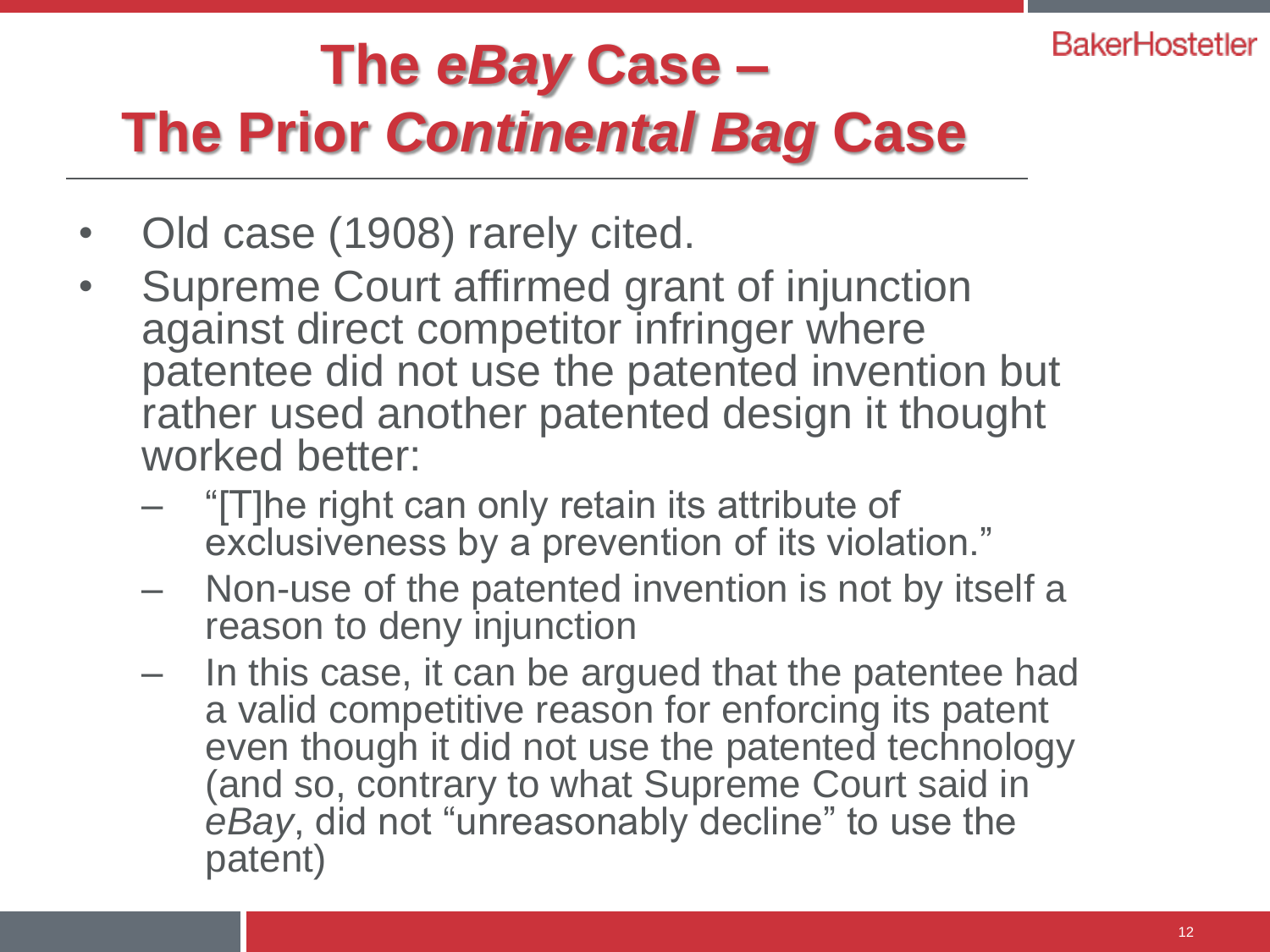# The *eBay* Case – The Prior *Continental Bag* Case

- Old case (1908) rarely cited.
- Supreme Court affirmed grant of injunction against direct competitor infringer where patentee did not use the patented invention but rather used another patented design it thought worked better:
  - "[T]he right can only retain its attribute of exclusiveness by a prevention of its violation."
  - Non-use of the patented invention is not by itself a reason to deny injunction
  - In this case, it can be argued that the patentee had a valid competitive reason for enforcing its patent even though it did not use the patented technology (and so, contrary to what Supreme Court said in *eBay*, did not "unreasonably decline" to use the patent)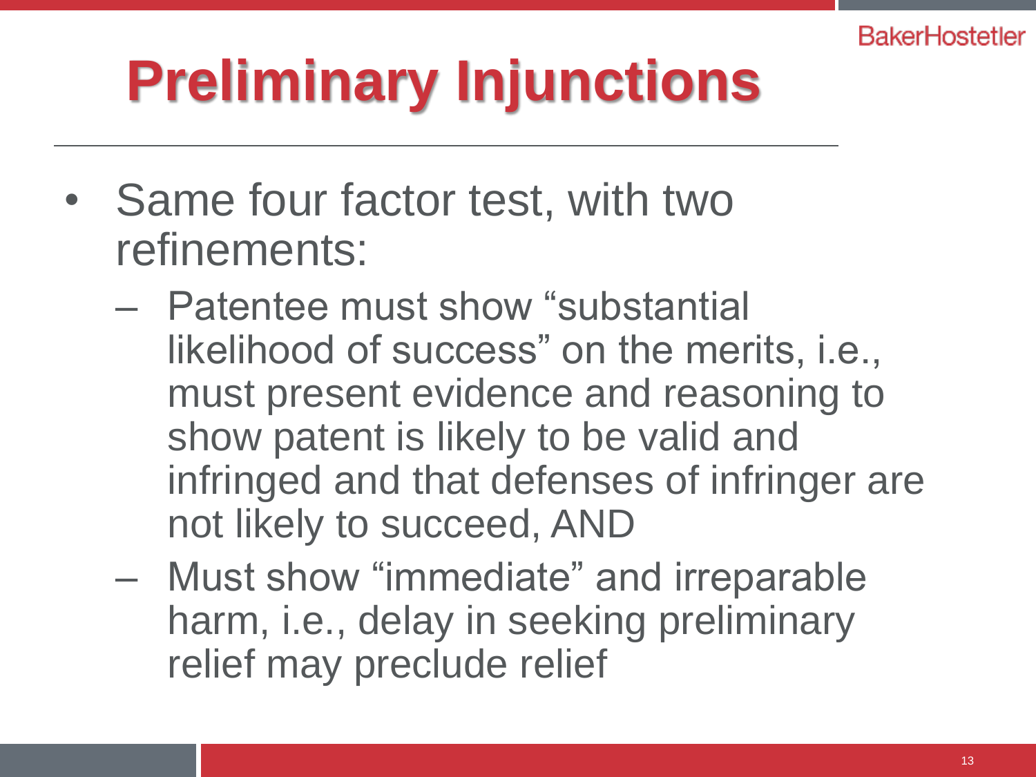# Preliminary Injunctions

- Same four factor test, with two refinements:
  - Patentee must show "substantial likelihood of success" on the merits, i.e., must present evidence and reasoning to show patent is likely to be valid and infringed and that defenses of infringer are not likely to succeed, AND
  - Must show "immediate" and irreparable harm, i.e., delay in seeking preliminary relief may preclude relief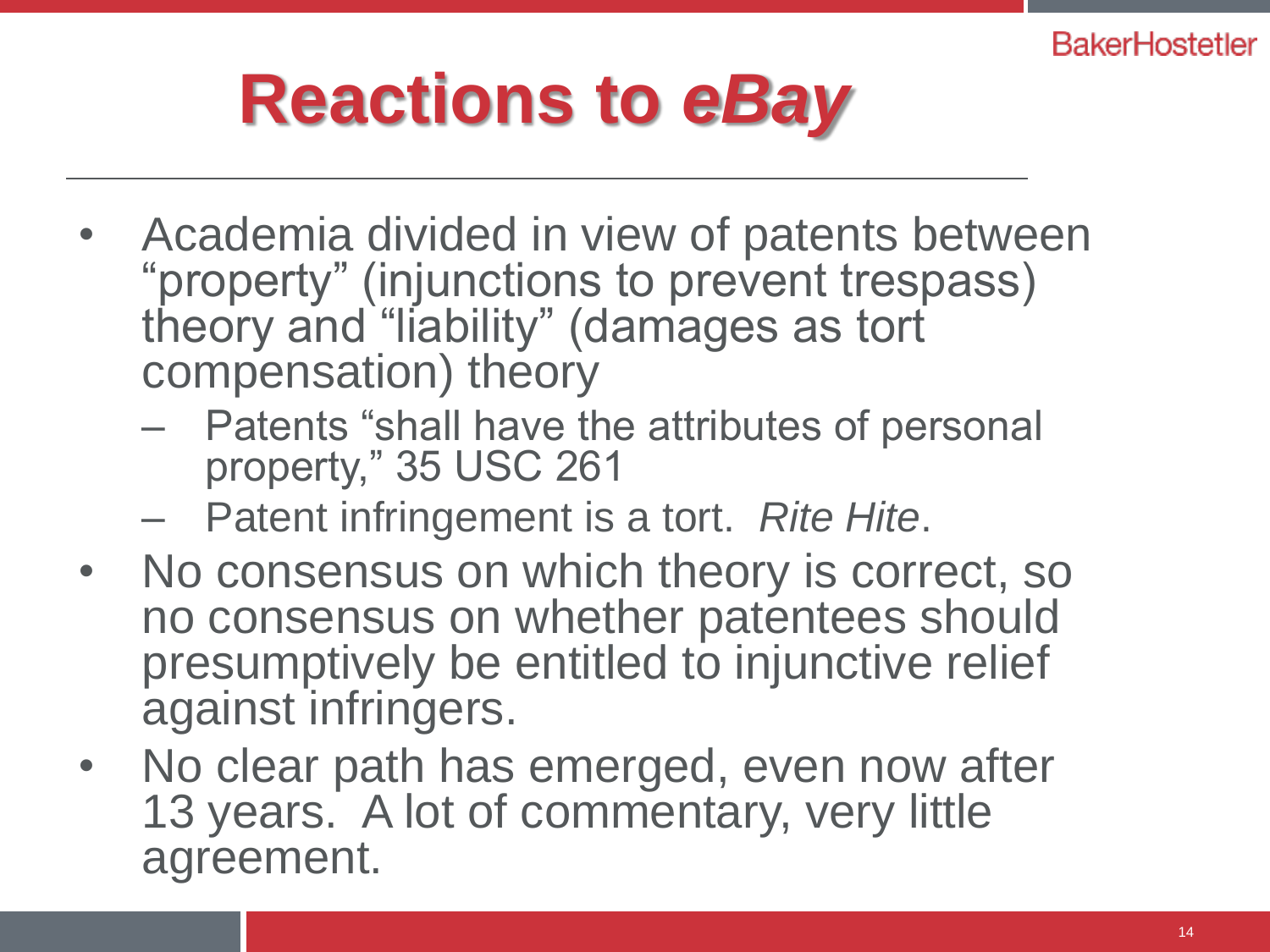# Reactions to *eBay*

- Academia divided in view of patents between "property" (injunctions to prevent trespass) theory and "liability" (damages as tort compensation) theory
  - Patents "shall have the attributes of personal property," 35 USC 261
  - Patent infringement is a tort. *Rite Hite*.
- No consensus on which theory is correct, so no consensus on whether patentees should presumptively be entitled to injunctive relief against infringers.
- No clear path has emerged, even now after 13 years. A lot of commentary, very little agreement.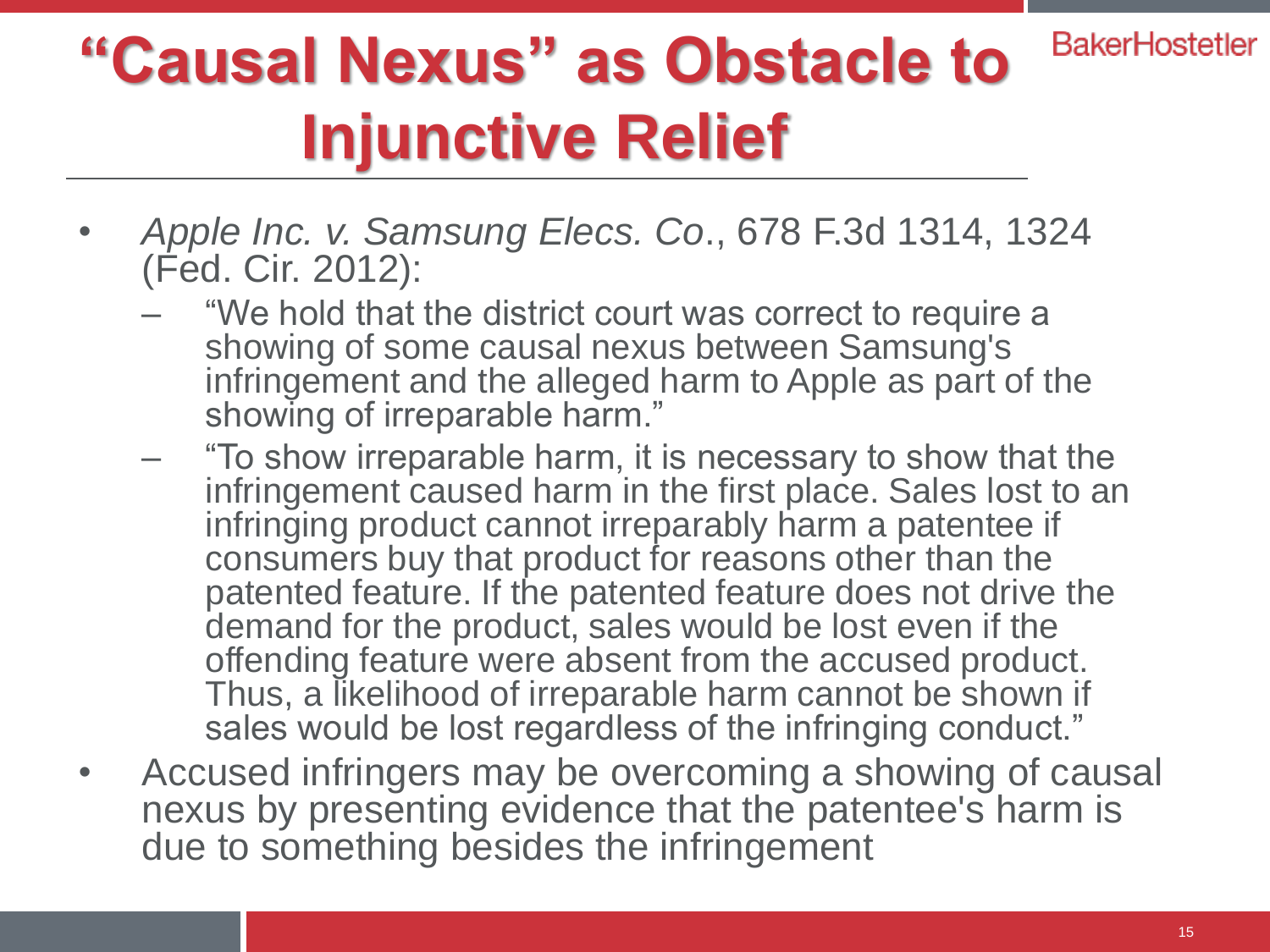# "Causal Nexus" as Obstacle to Injunctive Relief

- *Apple Inc. v. Samsung Elecs. Co*., 678 F.3d 1314, 1324 (Fed. Cir. 2012):
  - "We hold that the district court was correct to require a showing of some causal nexus between Samsung's infringement and the alleged harm to Apple as part of the showing of irreparable harm."
  - "To show irreparable harm, it is necessary to show that the infringement caused harm in the first place. Sales lost to an infringing product cannot irreparably harm a patentee if consumers buy that product for reasons other than the patented feature. If the patented feature does not drive the demand for the product, sales would be lost even if the offending feature were absent from the accused product. Thus, a likelihood of irreparable harm cannot be shown if sales would be lost regardless of the infringing conduct."
- Accused infringers may be overcoming a showing of causal nexus by presenting evidence that the patentee's harm is due to something besides the infringement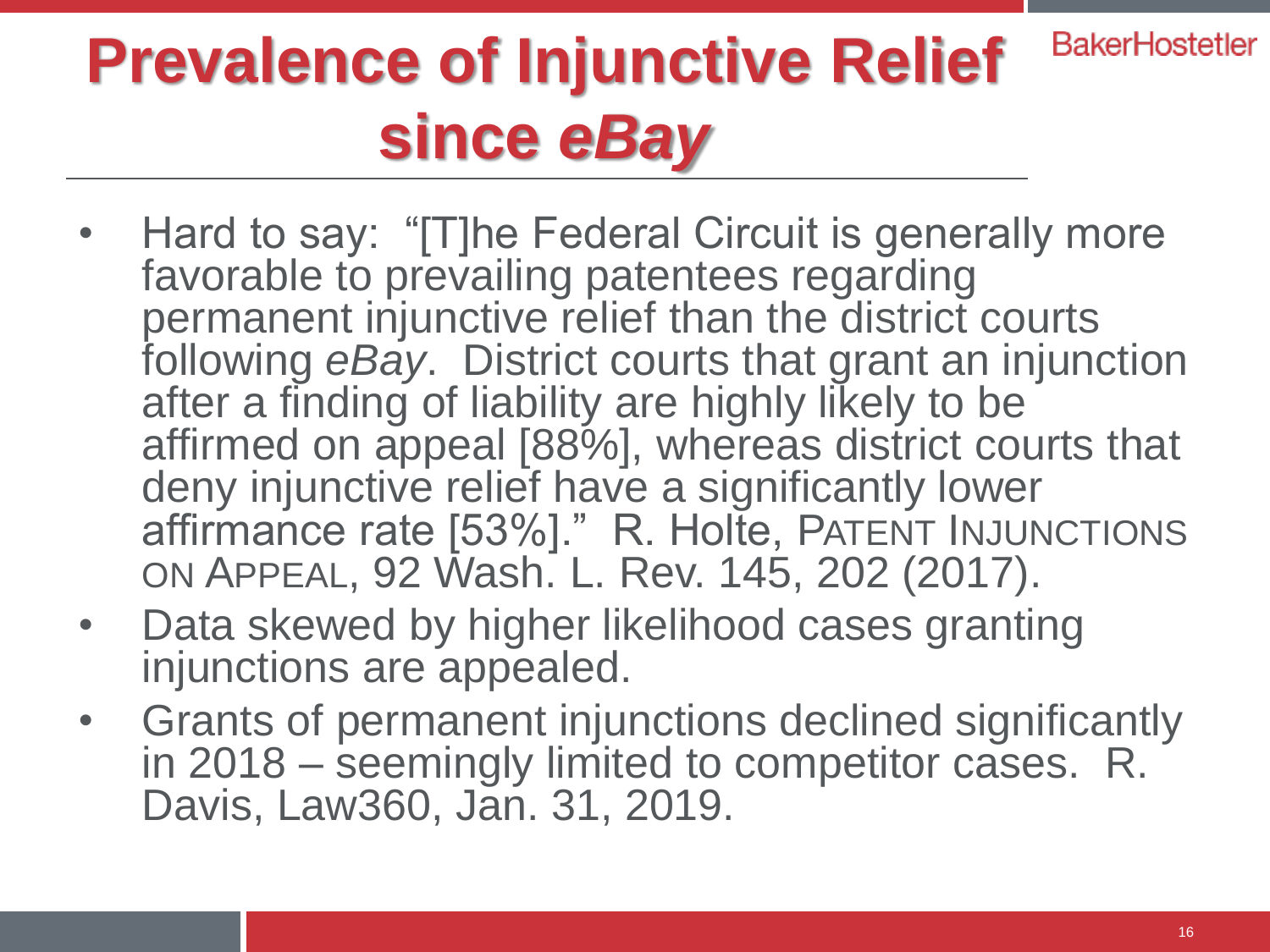# Prevalence of Injunctive Relief since *eBay*

- Hard to say: "[T]he Federal Circuit is generally more favorable to prevailing patentees regarding permanent injunctive relief than the district courts following *eBay*. District courts that grant an injunction after a finding of liability are highly likely to be affirmed on appeal [88%], whereas district courts that deny injunctive relief have a significantly lower affirmance rate [53%]." R. Holte, PATENT INJUNCTIONS ON APPEAL, 92 Wash. L. Rev. 145, 202 (2017).
- Data skewed by higher likelihood cases granting injunctions are appealed.
- Grants of permanent injunctions declined significantly in 2018 – seemingly limited to competitor cases. R. Davis, Law360, Jan. 31, 2019.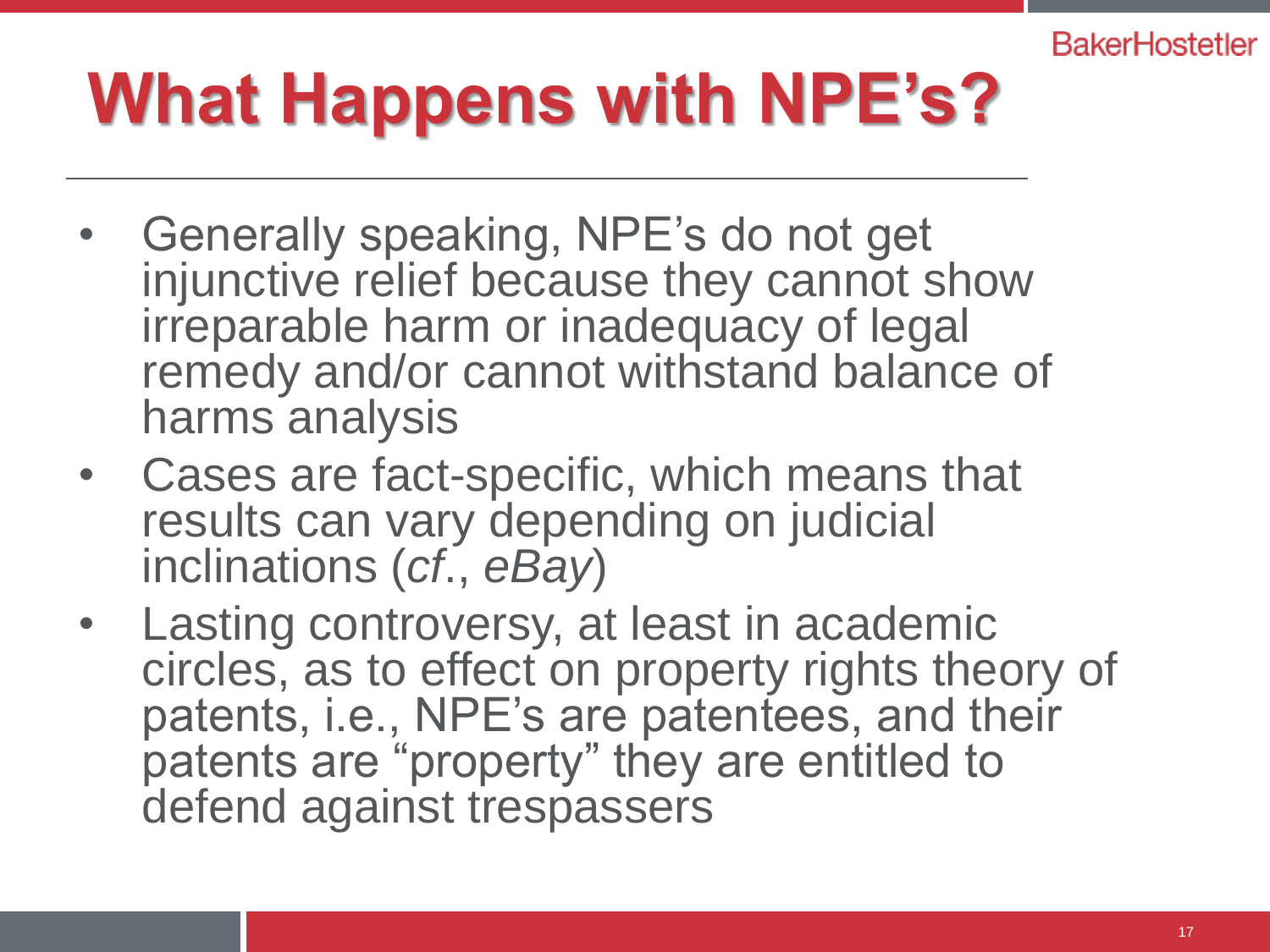# What Happens with NPE's?

- Generally speaking, NPE's do not get injunctive relief because they cannot show irreparable harm or inadequacy of legal remedy and/or cannot withstand balance of harms analysis
- Cases are fact-specific, which means that results can vary depending on judicial inclinations (*cf*., *eBay*)
- Lasting controversy, at least in academic circles, as to effect on property rights theory of patents, i.e., NPE's are patentees, and their patents are "property" they are entitled to defend against trespassers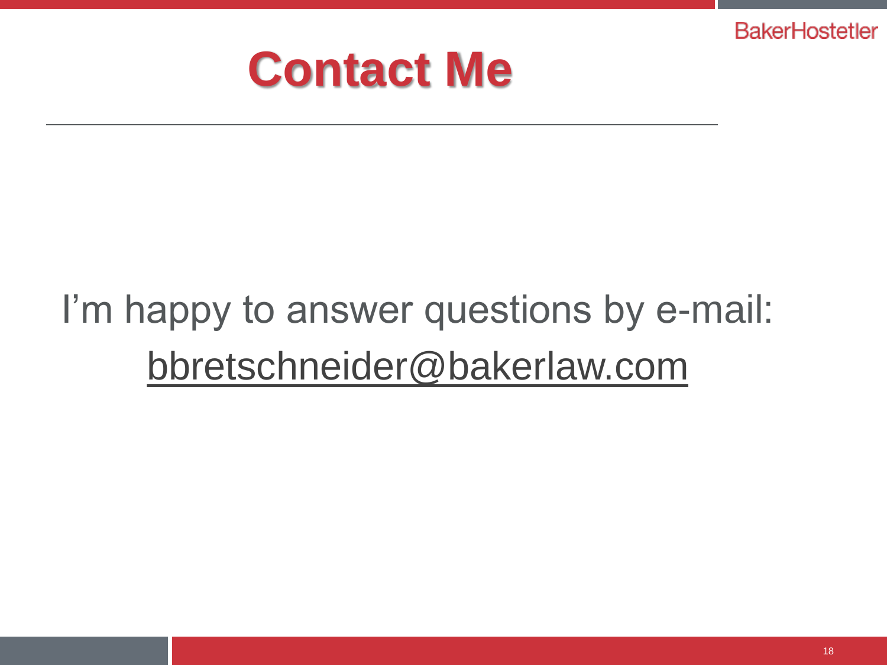# Contact Me

I’m happy to answer questions by e-mail:
bbretschneider@bakerlaw.com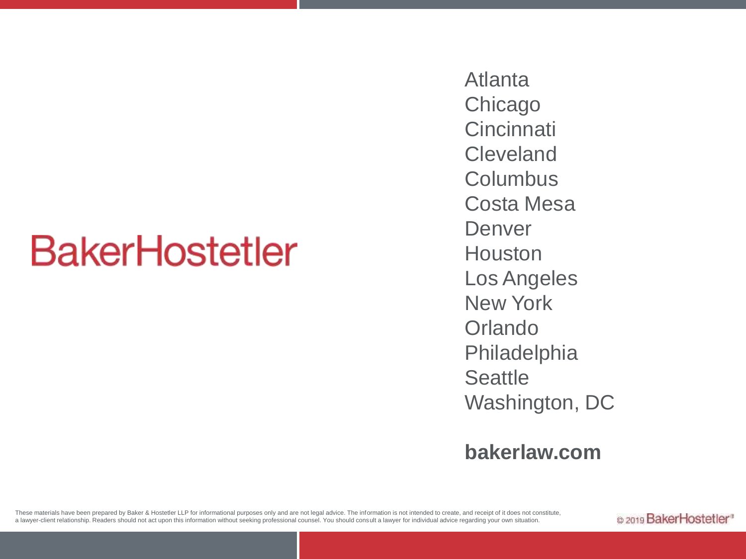BakerHostetler

Atlanta
Chicago
Cincinnati
Cleveland
Columbus
Costa Mesa
Denver
Houston
Los Angeles
New York
Orlando
Philadelphia
Seattle
Washington, DC

**bakerlaw.com**

These materials have been prepared by Baker & Hostetler LLP for informational purposes only and are not legal advice. The information is not intended to create, and receipt of it does not constitute, a lawyer-client relationship. Readers should not act upon this information without seeking professional counsel. You should consult a lawyer for individual advice regarding your own situation.

© 2019 BakerHostetler®